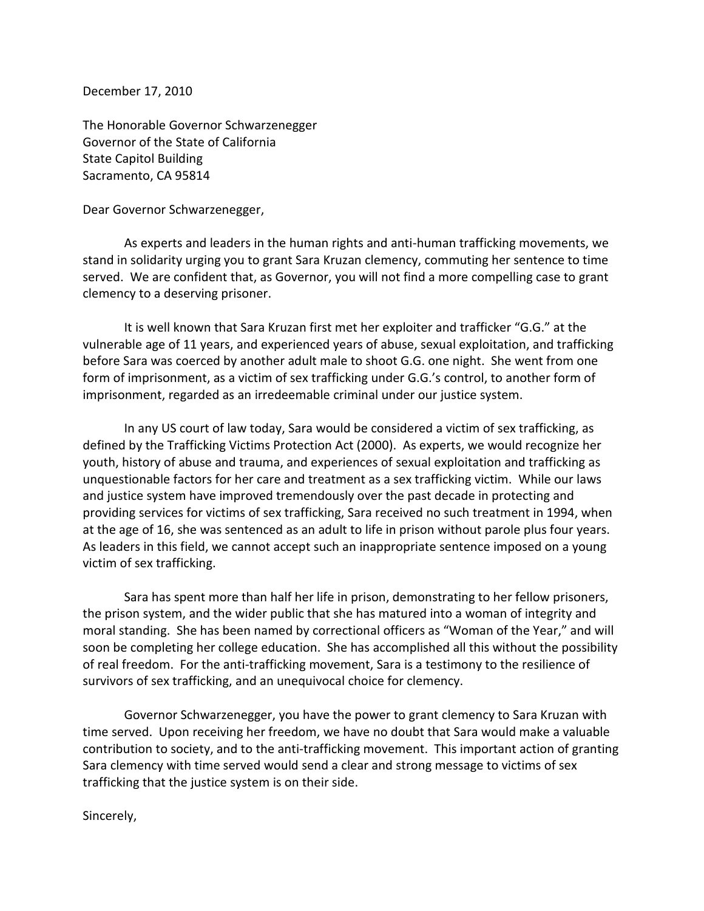December 17, 2010

The Honorable Governor Schwarzenegger
Governor of the State of California
State Capitol Building
Sacramento, CA 95814

Dear Governor Schwarzenegger,

As experts and leaders in the human rights and anti-human trafficking movements, we stand in solidarity urging you to grant Sara Kruzan clemency, commuting her sentence to time served. We are confident that, as Governor, you will not find a more compelling case to grant clemency to a deserving prisoner.

It is well known that Sara Kruzan first met her exploiter and trafficker "G.G." at the vulnerable age of 11 years, and experienced years of abuse, sexual exploitation, and trafficking before Sara was coerced by another adult male to shoot G.G. one night. She went from one form of imprisonment, as a victim of sex trafficking under G.G.'s control, to another form of imprisonment, regarded as an irredeemable criminal under our justice system.

In any US court of law today, Sara would be considered a victim of sex trafficking, as defined by the Trafficking Victims Protection Act (2000). As experts, we would recognize her youth, history of abuse and trauma, and experiences of sexual exploitation and trafficking as unquestionable factors for her care and treatment as a sex trafficking victim. While our laws and justice system have improved tremendously over the past decade in protecting and providing services for victims of sex trafficking, Sara received no such treatment in 1994, when at the age of 16, she was sentenced as an adult to life in prison without parole plus four years. As leaders in this field, we cannot accept such an inappropriate sentence imposed on a young victim of sex trafficking.

Sara has spent more than half her life in prison, demonstrating to her fellow prisoners, the prison system, and the wider public that she has matured into a woman of integrity and moral standing. She has been named by correctional officers as "Woman of the Year," and will soon be completing her college education. She has accomplished all this without the possibility of real freedom. For the anti-trafficking movement, Sara is a testimony to the resilience of survivors of sex trafficking, and an unequivocal choice for clemency.

Governor Schwarzenegger, you have the power to grant clemency to Sara Kruzan with time served. Upon receiving her freedom, we have no doubt that Sara would make a valuable contribution to society, and to the anti-trafficking movement. This important action of granting Sara clemency with time served would send a clear and strong message to victims of sex trafficking that the justice system is on their side.

Sincerely,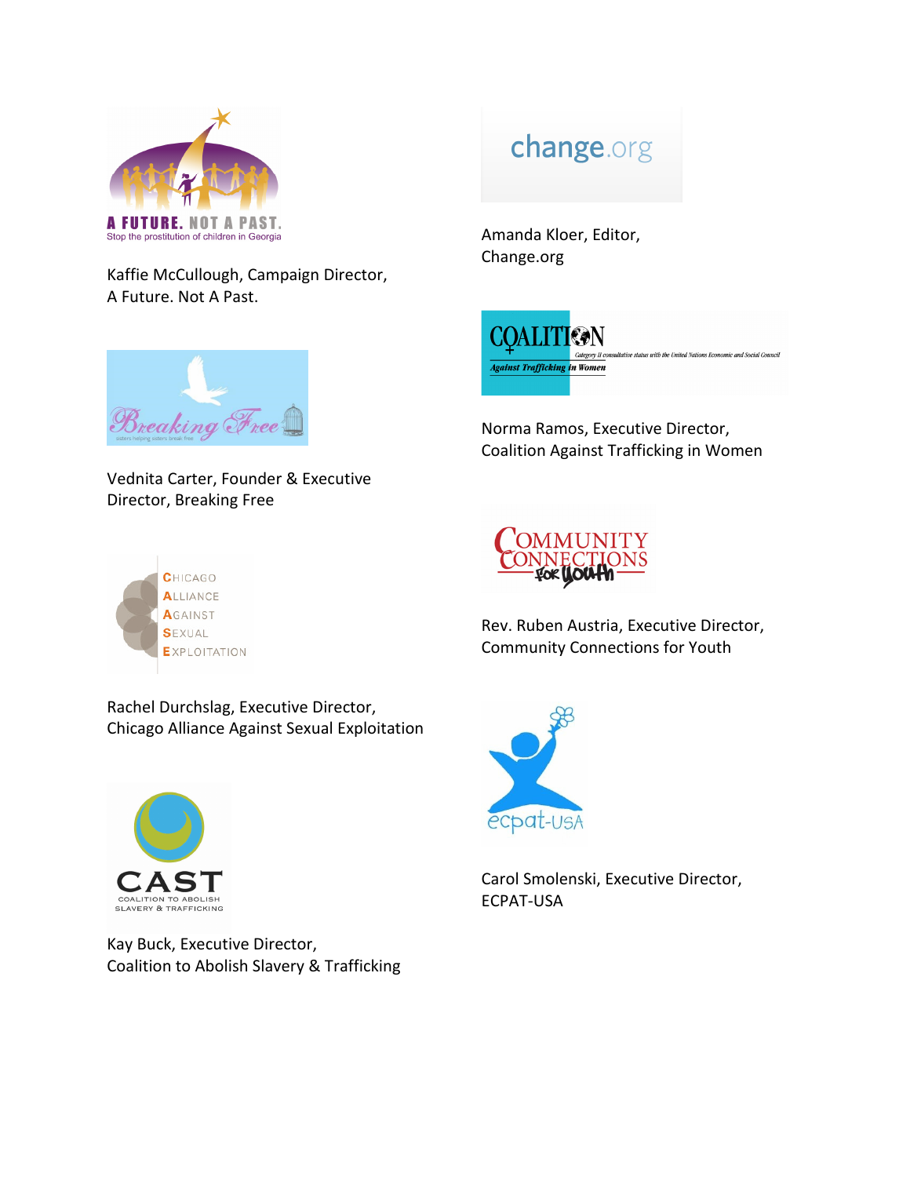Kaffie McCullough, Campaign Director,
A Future. Not A Past.

Amanda Kloer, Editor,
Change.org

Vednita Carter, Founder & Executive Director, Breaking Free

Norma Ramos, Executive Director,
Coalition Against Trafficking in Women

Rev. Ruben Austria, Executive Director,
Community Connections for Youth

Rachel Durchslag, Executive Director,
Chicago Alliance Against Sexual Exploitation

Carol Smolenski, Executive Director,
ECPAT-USA

Kay Buck, Executive Director,
Coalition to Abolish Slavery & Trafficking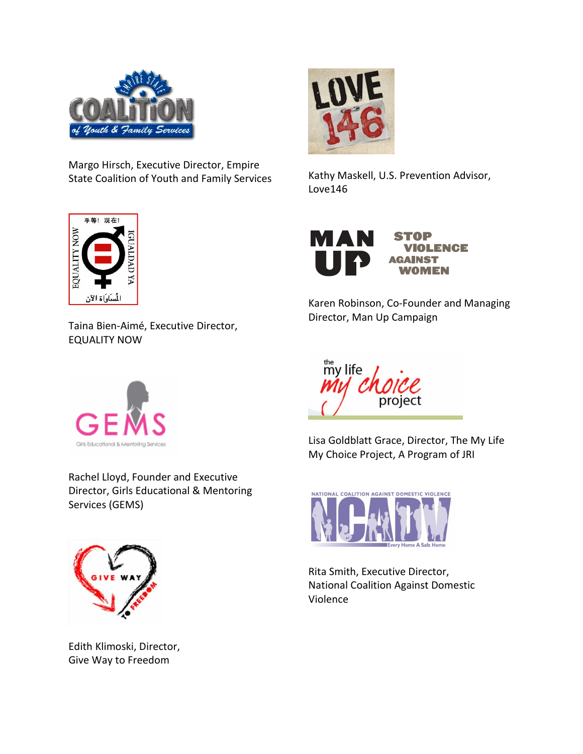Margo Hirsch, Executive Director, Empire State Coalition of Youth and Family Services

Kathy Maskell, U.S. Prevention Advisor, Love146

Taina Bien-Aimé, Executive Director, EQUALITY NOW

Karen Robinson, Co-Founder and Managing Director, Man Up Campaign

Rachel Lloyd, Founder and Executive Director, Girls Educational & Mentoring Services (GEMS)

Lisa Goldblatt Grace, Director, The My Life My Choice Project, A Program of JRI

Edith Klimoski, Director, Give Way to Freedom

Rita Smith, Executive Director, National Coalition Against Domestic Violence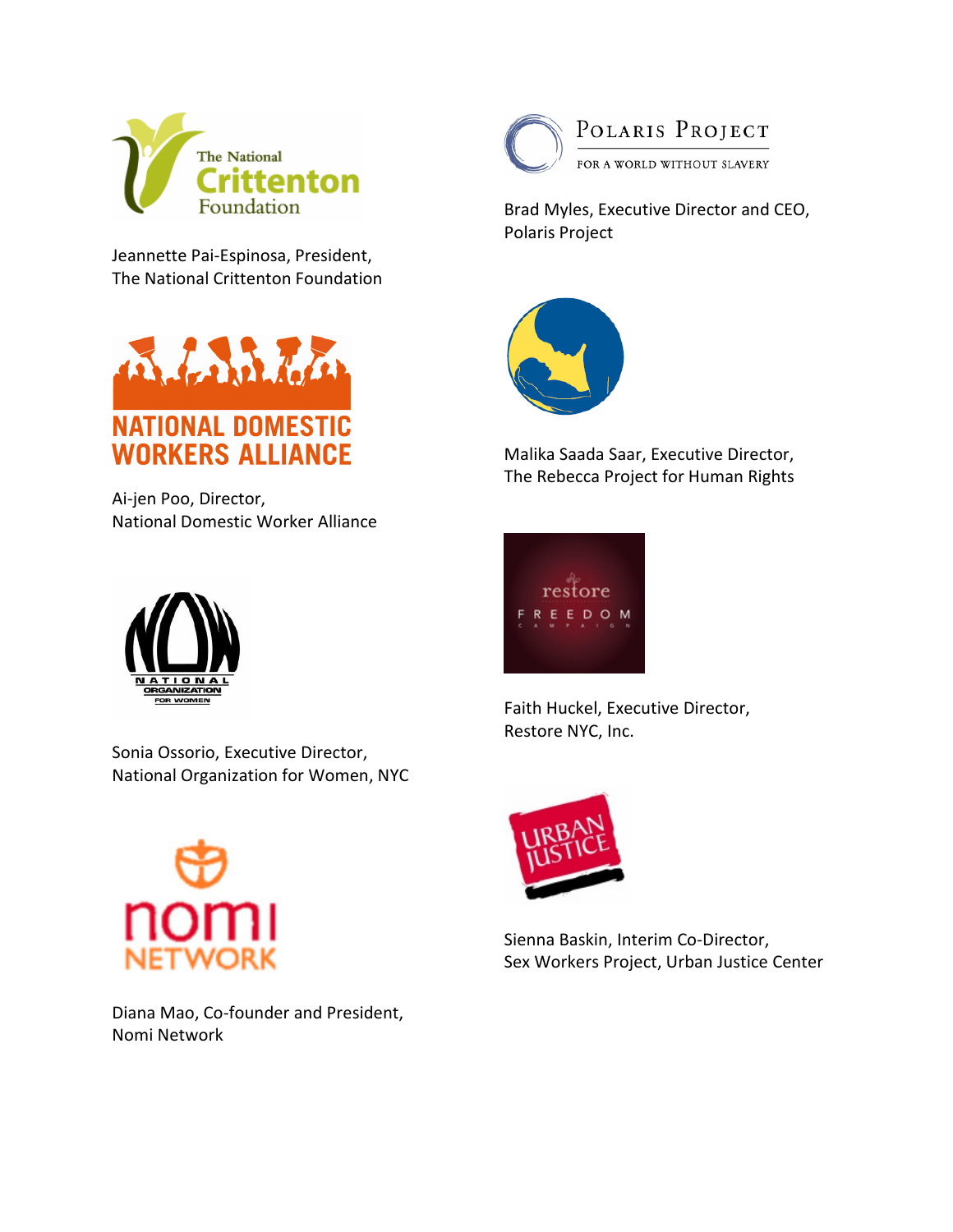Jeannette Pai-Espinosa, President,
The National Crittenton Foundation

Brad Myles, Executive Director and CEO,
Polaris Project

Ai-jen Poo, Director,
National Domestic Worker Alliance

Malika Saada Saar, Executive Director,
The Rebecca Project for Human Rights

Sonia Ossorio, Executive Director,
National Organization for Women, NYC

Faith Huckel, Executive Director,
Restore NYC, Inc.

Diana Mao, Co-founder and President,
Nomi Network

Sienna Baskin, Interim Co-Director,
Sex Workers Project, Urban Justice Center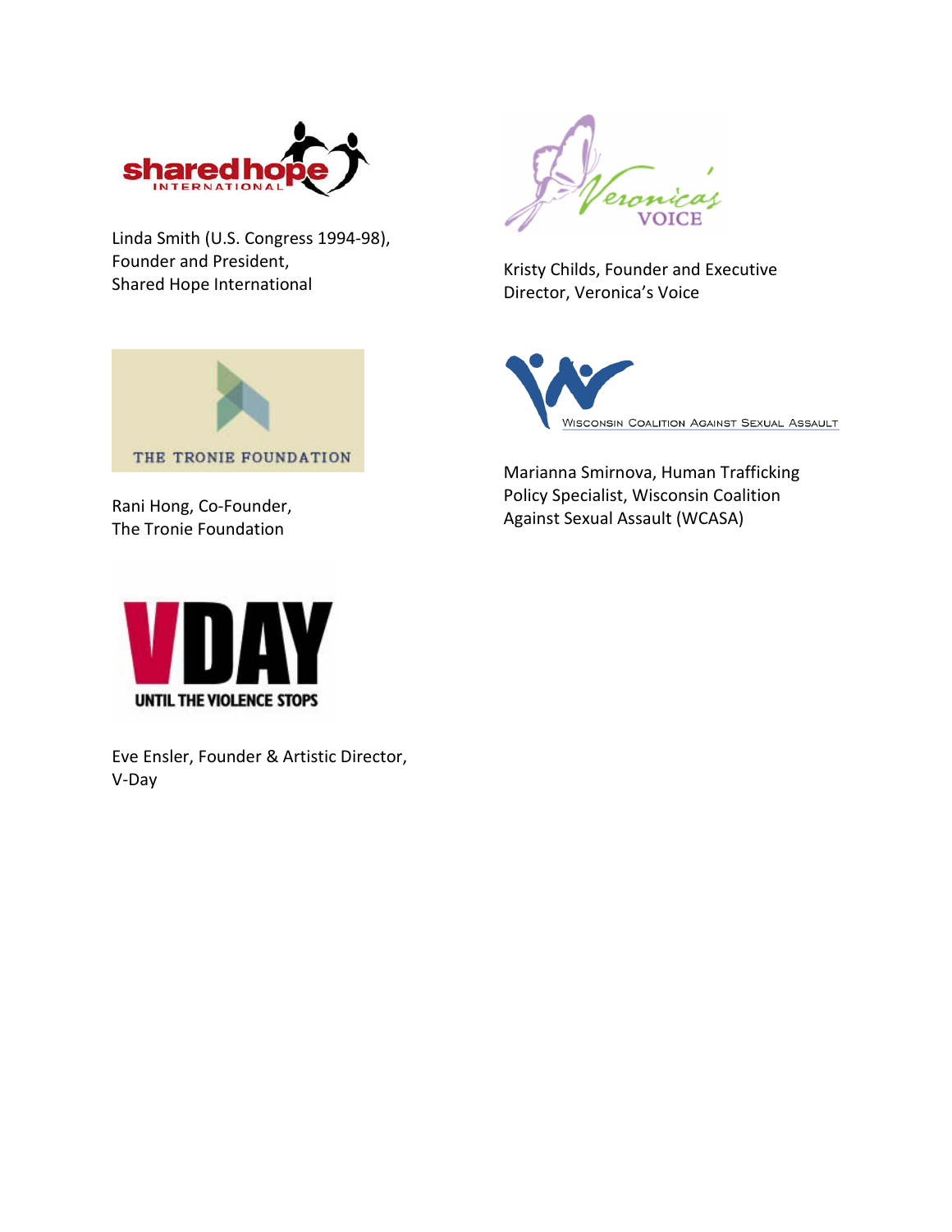Linda Smith (U.S. Congress 1994-98),
Founder and President,
Shared Hope International

Kristy Childs, Founder and Executive Director, Veronica's Voice

Rani Hong, Co-Founder,
The Tronie Foundation

Marianna Smirnova, Human Trafficking Policy Specialist, Wisconsin Coalition Against Sexual Assault (WCASA)

Eve Ensler, Founder & Artistic Director,
V-Day